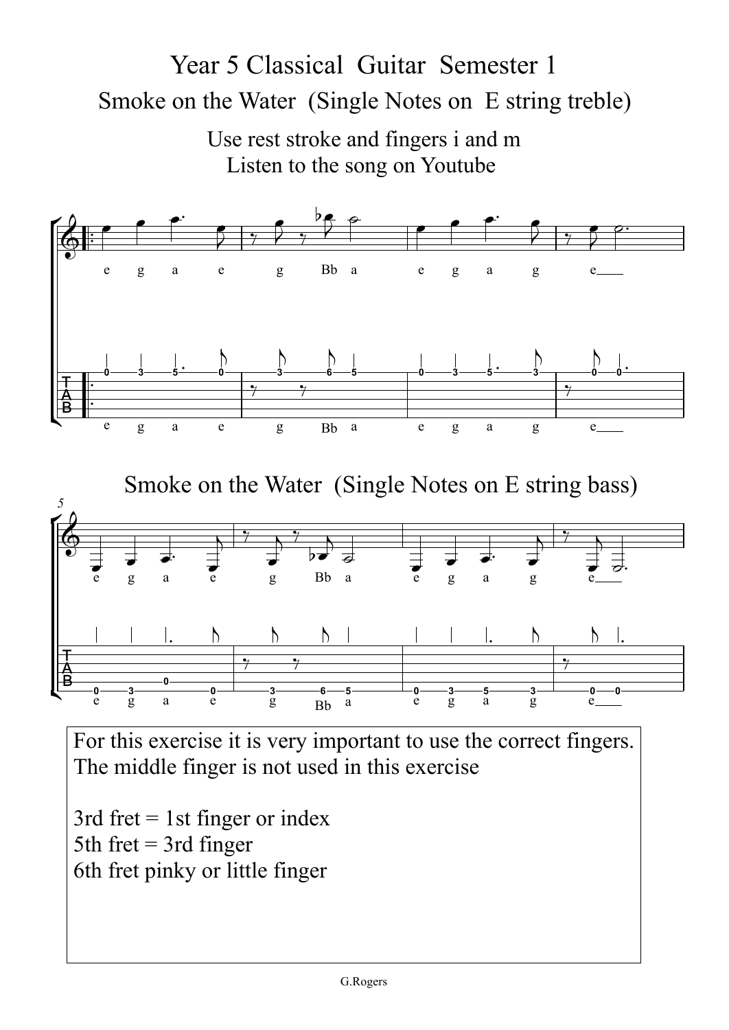# Year 5 Classical Guitar Semester 1

## Smoke on the Water (Single Notes on E string treble)

Use rest stroke and fingers i and m
Listen to the song on Youtube

e g a e g Bb a e g a g e

0 3 5 0 | 3 6 5 | 0 3 5 3 | 0 0

e g a e g Bb a e g a g e

## Smoke on the Water (Single Notes on E string bass)

e g a e g Bb a e g a g e

0 3 0 0 | 3 6 5 | 0 3 5 3 | 0 0

e g a e g Bb a e g a g e

For this exercise it is very important to use the correct fingers.
The middle finger is not used in this exercise

3rd fret = 1st finger or index
5th fret = 3rd finger
6th fret pinky or little finger

G.Rogers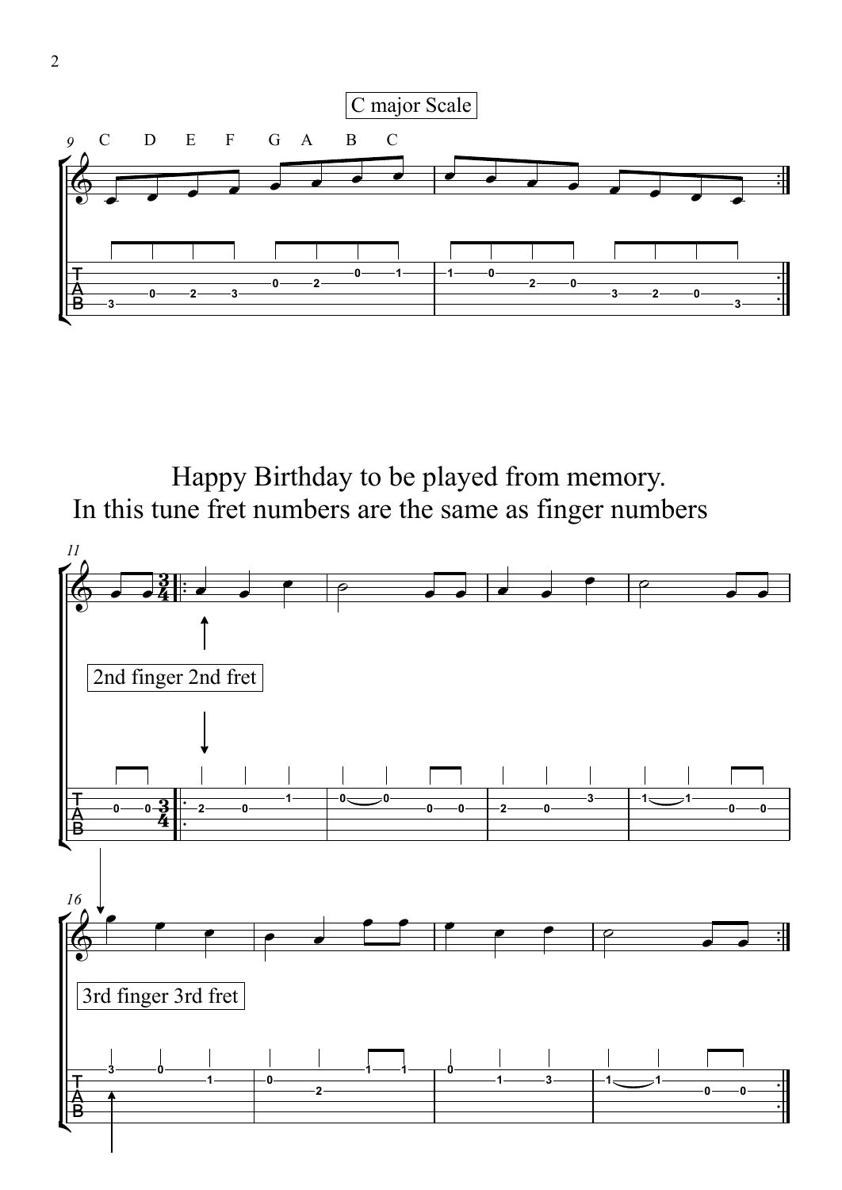C major Scale

C D E F G A B C

Happy Birthday to be played from memory.
In this tune fret numbers are the same as finger numbers

2nd finger 2nd fret

3rd finger 3rd fret